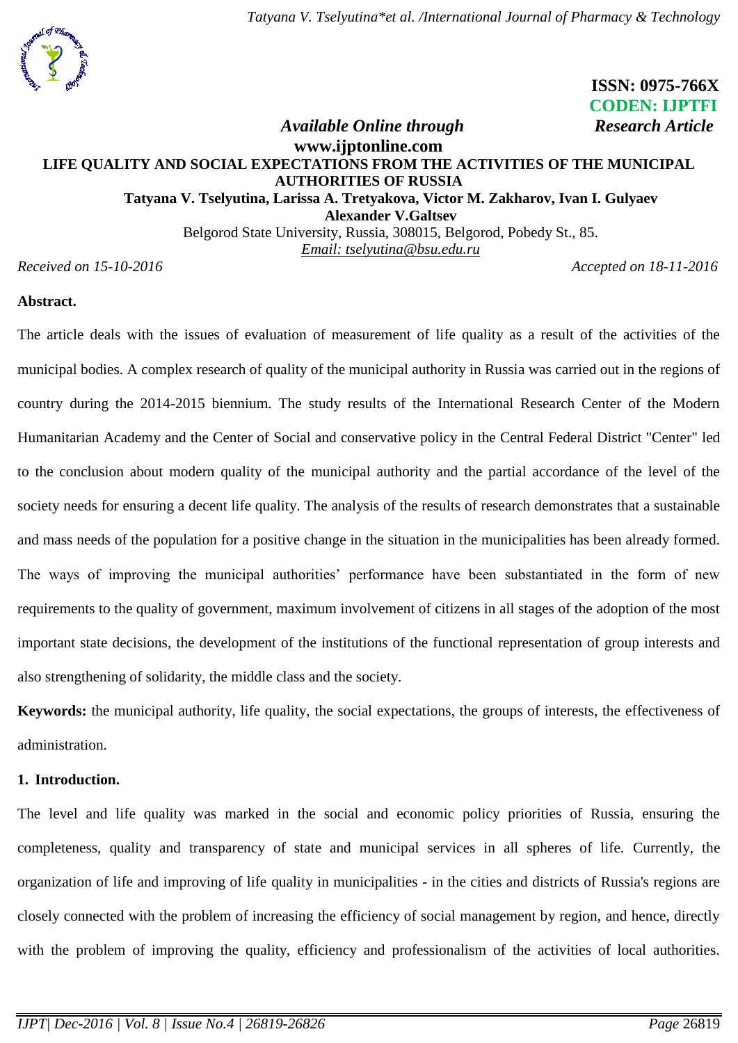ISSN: 0975-766X
CODEN: IJPTFI

*Available Online through* *Research Article*

www.ijptonline.com

# LIFE QUALITY AND SOCIAL EXPECTATIONS FROM THE ACTIVITIES OF THE MUNICIPAL AUTHORITIES OF RUSSIA

**Tatyana V. Tselyutina, Larissa A. Tretyakova, Victor M. Zakharov, Ivan I. Gulyaev Alexander V.Galtsev**

Belgorod State University, Russia, 308015, Belgorod, Pobedy St., 85.

Email: tselyutina@bsu.edu.ru

*Received on 15-10-2016* *Accepted on 18-11-2016*

**Abstract.**

The article deals with the issues of evaluation of measurement of life quality as a result of the activities of the municipal bodies. A complex research of quality of the municipal authority in Russia was carried out in the regions of country during the 2014-2015 biennium. The study results of the International Research Center of the Modern Humanitarian Academy and the Center of Social and conservative policy in the Central Federal District "Center" led to the conclusion about modern quality of the municipal authority and the partial accordance of the level of the society needs for ensuring a decent life quality. The analysis of the results of research demonstrates that a sustainable and mass needs of the population for a positive change in the situation in the municipalities has been already formed. The ways of improving the municipal authorities' performance have been substantiated in the form of new requirements to the quality of government, maximum involvement of citizens in all stages of the adoption of the most important state decisions, the development of the institutions of the functional representation of group interests and also strengthening of solidarity, the middle class and the society.

**Keywords:** the municipal authority, life quality, the social expectations, the groups of interests, the effectiveness of administration.

## 1. Introduction.

The level and life quality was marked in the social and economic policy priorities of Russia, ensuring the completeness, quality and transparency of state and municipal services in all spheres of life. Currently, the organization of life and improving of life quality in municipalities - in the cities and districts of Russia's regions are closely connected with the problem of increasing the efficiency of social management by region, and hence, directly with the problem of improving the quality, efficiency and professionalism of the activities of local authorities.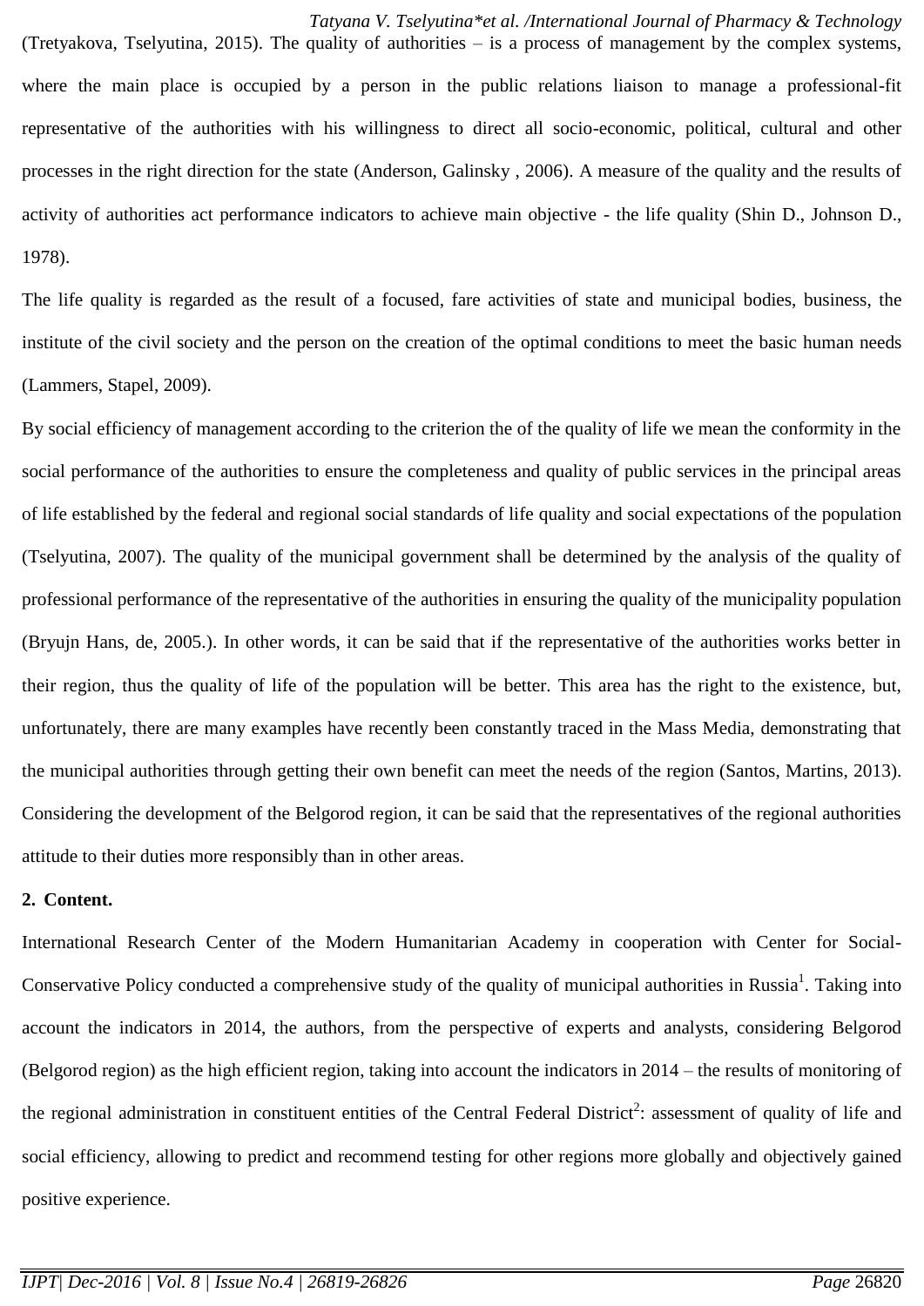(Tretyakova, Tselyutina, 2015). The quality of authorities – is a process of management by the complex systems, where the main place is occupied by a person in the public relations liaison to manage a professional-fit representative of the authorities with his willingness to direct all socio-economic, political, cultural and other processes in the right direction for the state (Anderson, Galinsky , 2006). A measure of the quality and the results of activity of authorities act performance indicators to achieve main objective - the life quality (Shin D., Johnson D., 1978).

The life quality is regarded as the result of a focused, fare activities of state and municipal bodies, business, the institute of the civil society and the person on the creation of the optimal conditions to meet the basic human needs (Lammers, Stapel, 2009).

By social efficiency of management according to the criterion the of the quality of life we mean the conformity in the social performance of the authorities to ensure the completeness and quality of public services in the principal areas of life established by the federal and regional social standards of life quality and social expectations of the population (Tselyutina, 2007). The quality of the municipal government shall be determined by the analysis of the quality of professional performance of the representative of the authorities in ensuring the quality of the municipality population (Bryujn Hans, de, 2005.). In other words, it can be said that if the representative of the authorities works better in their region, thus the quality of life of the population will be better. This area has the right to the existence, but, unfortunately, there are many examples have recently been constantly traced in the Mass Media, demonstrating that the municipal authorities through getting their own benefit can meet the needs of the region (Santos, Martins, 2013). Considering the development of the Belgorod region, it can be said that the representatives of the regional authorities attitude to their duties more responsibly than in other areas.

## 2. Content.

International Research Center of the Modern Humanitarian Academy in cooperation with Center for Social-Conservative Policy conducted a comprehensive study of the quality of municipal authorities in Russia[1]. Taking into account the indicators in 2014, the authors, from the perspective of experts and analysts, considering Belgorod (Belgorod region) as the high efficient region, taking into account the indicators in 2014 – the results of monitoring of the regional administration in constituent entities of the Central Federal District[2]: assessment of quality of life and social efficiency, allowing to predict and recommend testing for other regions more globally and objectively gained positive experience.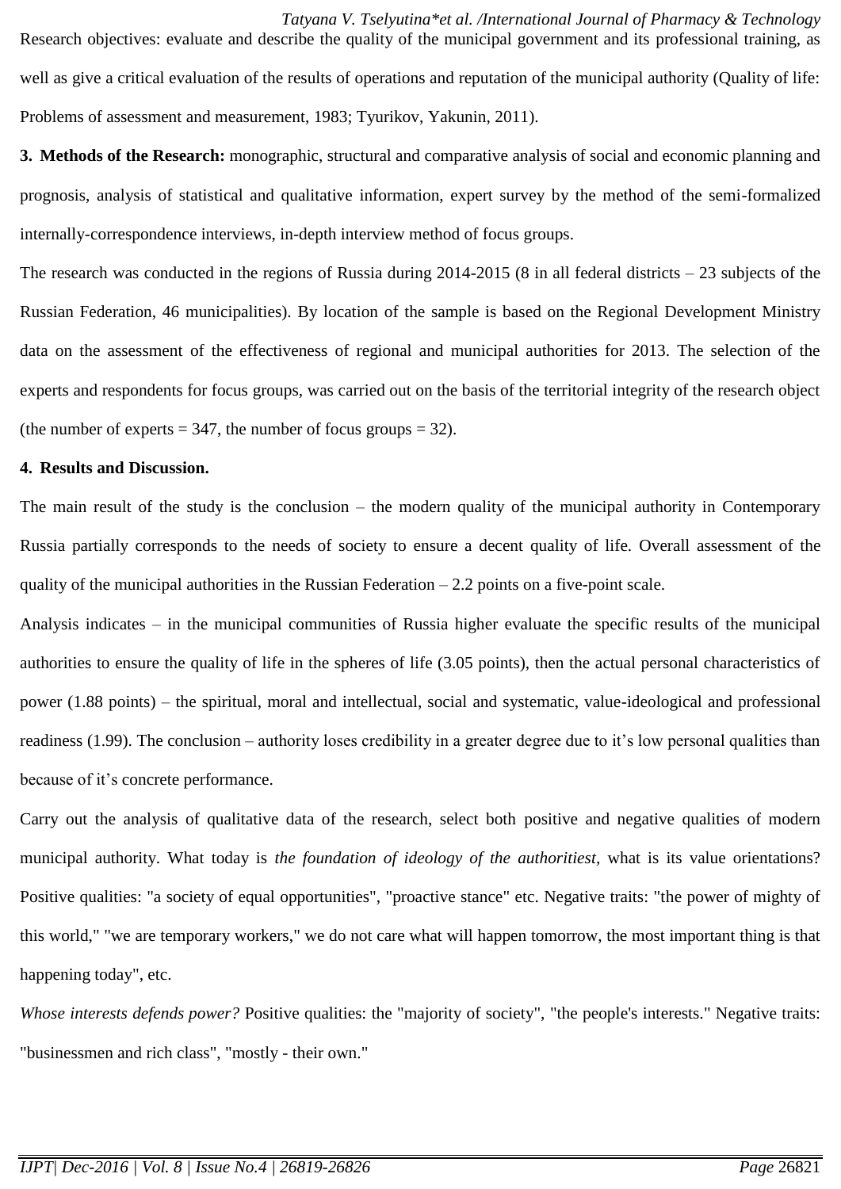Research objectives: evaluate and describe the quality of the municipal government and its professional training, as well as give a critical evaluation of the results of operations and reputation of the municipal authority (Quality of life: Problems of assessment and measurement, 1983; Tyurikov, Yakunin, 2011).

**3. Methods of the Research:** monographic, structural and comparative analysis of social and economic planning and prognosis, analysis of statistical and qualitative information, expert survey by the method of the semi-formalized internally-correspondence interviews, in-depth interview method of focus groups.

The research was conducted in the regions of Russia during 2014-2015 (8 in all federal districts – 23 subjects of the Russian Federation, 46 municipalities). By location of the sample is based on the Regional Development Ministry data on the assessment of the effectiveness of regional and municipal authorities for 2013. The selection of the experts and respondents for focus groups, was carried out on the basis of the territorial integrity of the research object (the number of experts = 347, the number of focus groups = 32).

**4. Results and Discussion.**

The main result of the study is the conclusion – the modern quality of the municipal authority in Contemporary Russia partially corresponds to the needs of society to ensure a decent quality of life. Overall assessment of the quality of the municipal authorities in the Russian Federation – 2.2 points on a five-point scale.

Analysis indicates – in the municipal communities of Russia higher evaluate the specific results of the municipal authorities to ensure the quality of life in the spheres of life (3.05 points), then the actual personal characteristics of power (1.88 points) – the spiritual, moral and intellectual, social and systematic, value-ideological and professional readiness (1.99). The conclusion – authority loses credibility in a greater degree due to it's low personal qualities than because of it's concrete performance.

Carry out the analysis of qualitative data of the research, select both positive and negative qualities of modern municipal authority. What today is *the foundation of ideology of the authoritiest,* what is its value orientations? Positive qualities: "a society of equal opportunities", "proactive stance" etc. Negative traits: "the power of mighty of this world," "we are temporary workers," we do not care what will happen tomorrow, the most important thing is that happening today", etc.

*Whose interests defends power?* Positive qualities: the "majority of society", "the people's interests." Negative traits: "businessmen and rich class", "mostly - their own."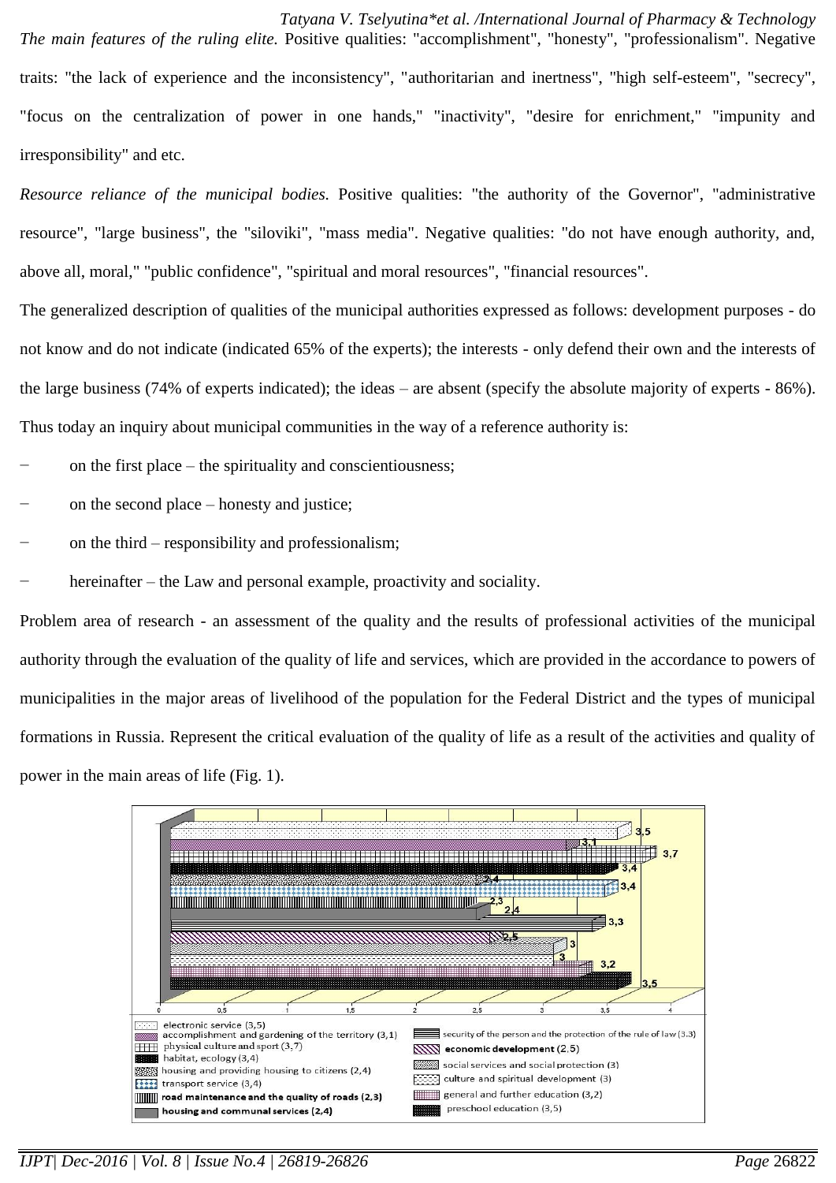*The main features of the ruling elite.* Positive qualities: "accomplishment", "honesty", "professionalism". Negative traits: "the lack of experience and the inconsistency", "authoritarian and inertness", "high self-esteem", "secrecy", "focus on the centralization of power in one hands," "inactivity", "desire for enrichment," "impunity and irresponsibility" and etc.

*Resource reliance of the municipal bodies.* Positive qualities: "the authority of the Governor", "administrative resource", "large business", the "siloviki", "mass media". Negative qualities: "do not have enough authority, and, above all, moral," "public confidence", "spiritual and moral resources", "financial resources".

The generalized description of qualities of the municipal authorities expressed as follows: development purposes - do not know and do not indicate (indicated 65% of the experts); the interests - only defend their own and the interests of the large business (74% of experts indicated); the ideas – are absent (specify the absolute majority of experts - 86%). Thus today an inquiry about municipal communities in the way of a reference authority is:

- on the first place – the spirituality and conscientiousness;
- on the second place – honesty and justice;
- on the third – responsibility and professionalism;
- hereinafter – the Law and personal example, proactivity and sociality.

Problem area of research - an assessment of the quality and the results of professional activities of the municipal authority through the evaluation of the quality of life and services, which are provided in the accordance to powers of municipalities in the major areas of livelihood of the population for the Federal District and the types of municipal formations in Russia. Represent the critical evaluation of the quality of life as a result of the activities and quality of power in the main areas of life (Fig. 1).

electronic service (3,5)
accomplishment and gardening of the territory (3,1)
physical culture and sport (3,7)
habitat, ecology (3,4)
housing and providing housing to citizens (2,4)
transport service (3,4)
**road maintenance and the quality of roads (2,3)**
**housing and communal services (2,4)**
security of the person and the protection of the rule of law (3.3)
**economic development (2,5)**
social services and social protection (3)
culture and spiritual development (3)
general and further education (3,2)
preschool education (3,5)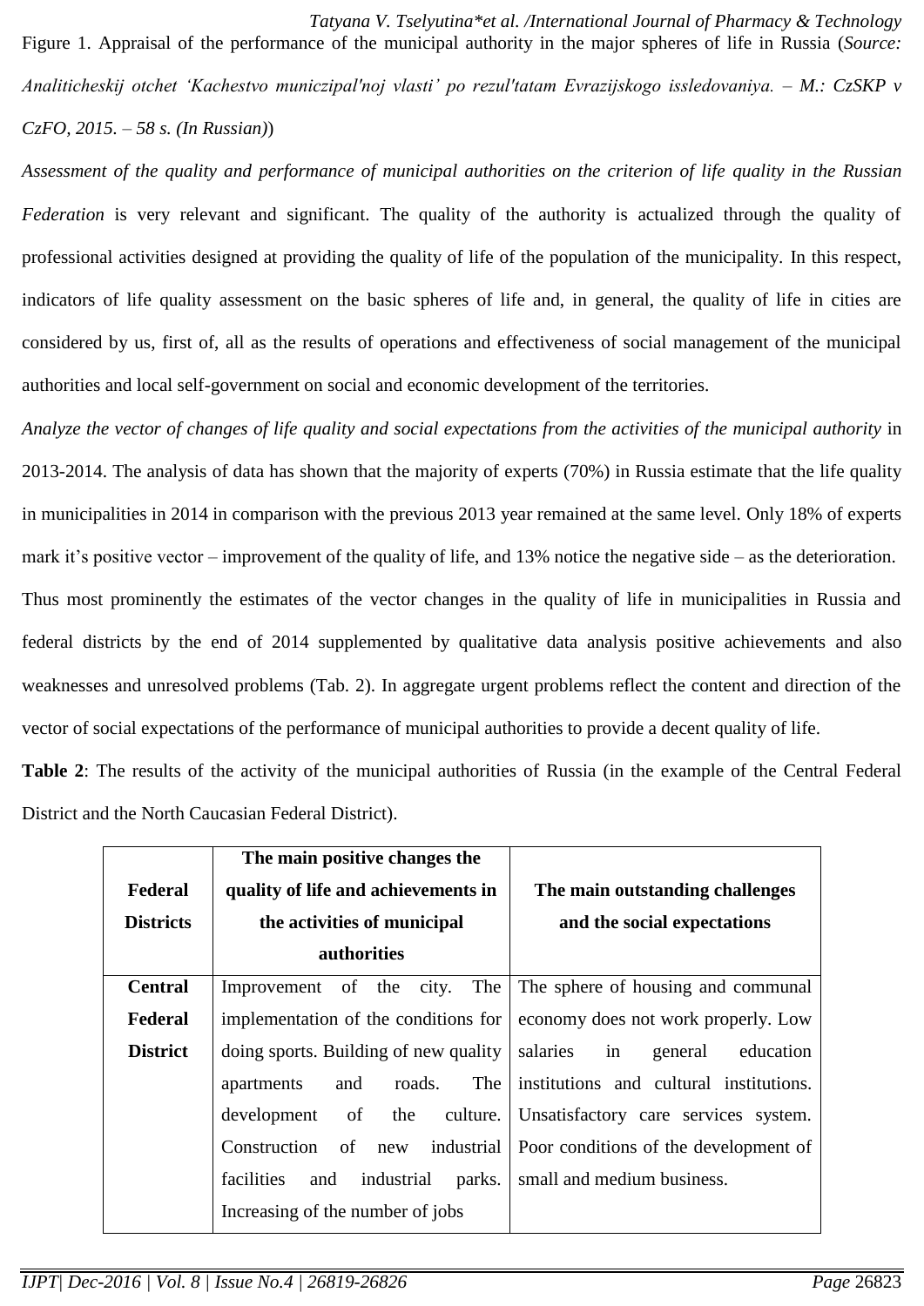Figure 1. Appraisal of the performance of the municipal authority in the major spheres of life in Russia (*Source: Analiticheskij otchet 'Kachestvo municzipal'noj vlasti' po rezul'tatam Evrazijskogo issledovaniya. – M.: CzSKP v CzFO, 2015. – 58 s. (In Russian)*)

*Assessment of the quality and performance of municipal authorities on the criterion of life quality in the Russian Federation* is very relevant and significant. The quality of the authority is actualized through the quality of professional activities designed at providing the quality of life of the population of the municipality. In this respect, indicators of life quality assessment on the basic spheres of life and, in general, the quality of life in cities are considered by us, first of, all as the results of operations and effectiveness of social management of the municipal authorities and local self-government on social and economic development of the territories.

*Analyze the vector of changes of life quality and social expectations from the activities of the municipal authority* in 2013-2014. The analysis of data has shown that the majority of experts (70%) in Russia estimate that the life quality in municipalities in 2014 in comparison with the previous 2013 year remained at the same level. Only 18% of experts mark it's positive vector – improvement of the quality of life, and 13% notice the negative side – as the deterioration.

Thus most prominently the estimates of the vector changes in the quality of life in municipalities in Russia and federal districts by the end of 2014 supplemented by qualitative data analysis positive achievements and also weaknesses and unresolved problems (Tab. 2). In aggregate urgent problems reflect the content and direction of the vector of social expectations of the performance of municipal authorities to provide a decent quality of life.

**Table 2**: The results of the activity of the municipal authorities of Russia (in the example of the Central Federal District and the North Caucasian Federal District).

| Federal Districts | The main positive changes the quality of life and achievements in the activities of municipal authorities | The main outstanding challenges and the social expectations |
|---|---|---|
| **Central Federal District** | Improvement of the city. The implementation of the conditions for doing sports. Building of new quality apartments and roads. The development of the culture. Construction of new industrial facilities and industrial parks. Increasing of the number of jobs | The sphere of housing and communal economy does not work properly. Low salaries in general education institutions and cultural institutions. Unsatisfactory care services system. Poor conditions of the development of small and medium business. |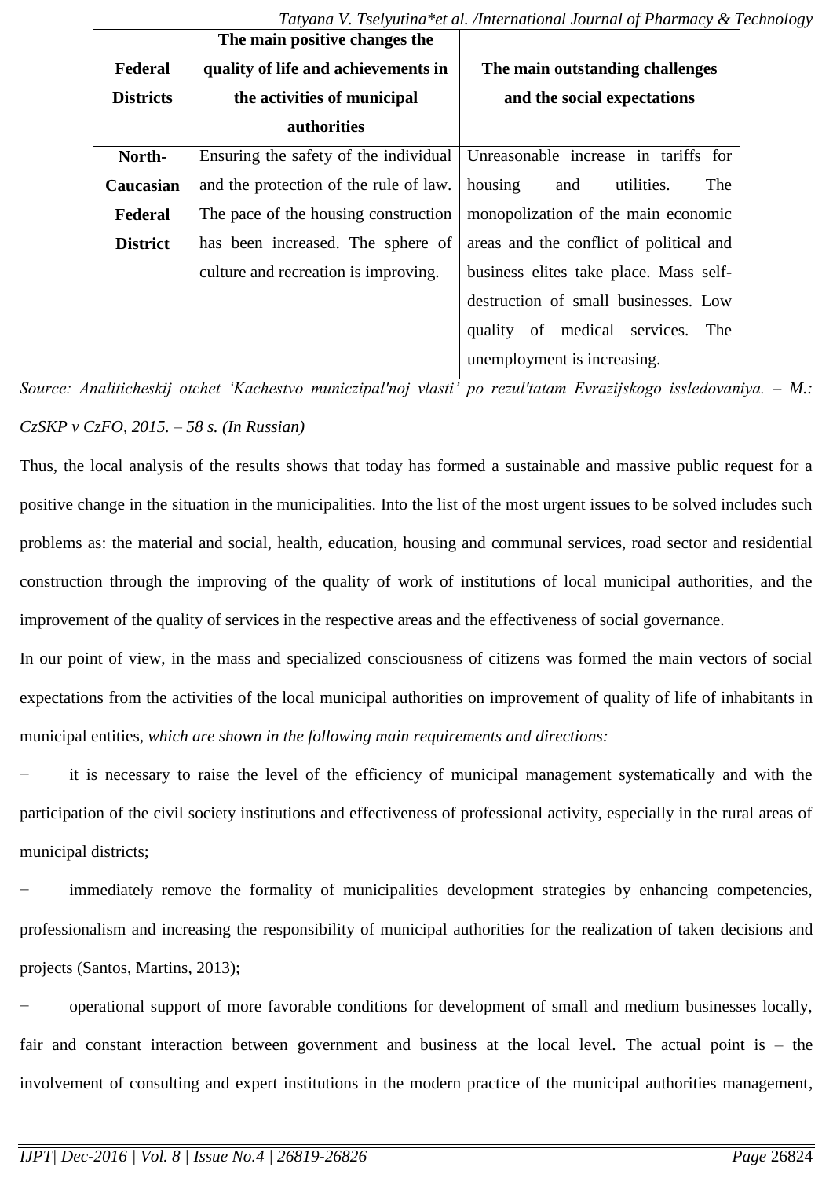| Federal Districts | The main positive changes the quality of life and achievements in the activities of municipal authorities | The main outstanding challenges and the social expectations |
|---|---|---|
| **North-Caucasian Federal District** | Ensuring the safety of the individual and the protection of the rule of law. The pace of the housing construction has been increased. The sphere of culture and recreation is improving. | Unreasonable increase in tariffs for housing and utilities. The monopolization of the main economic areas and the conflict of political and business elites take place. Mass self-destruction of small businesses. Low quality of medical services. The unemployment is increasing. |

*Source: Analiticheskij otchet 'Kachestvo municzipal'noj vlasti' po rezul'tatam Evrazijskogo issledovaniya. – M.: CzSKP v CzFO, 2015. – 58 s. (In Russian)*

Thus, the local analysis of the results shows that today has formed a sustainable and massive public request for a positive change in the situation in the municipalities. Into the list of the most urgent issues to be solved includes such problems as: the material and social, health, education, housing and communal services, road sector and residential construction through the improving of the quality of work of institutions of local municipal authorities, and the improvement of the quality of services in the respective areas and the effectiveness of social governance.

In our point of view, in the mass and specialized consciousness of citizens was formed the main vectors of social expectations from the activities of the local municipal authorities on improvement of quality of life of inhabitants in municipal entities, *which are shown in the following main requirements and directions:*

- it is necessary to raise the level of the efficiency of municipal management systematically and with the participation of the civil society institutions and effectiveness of professional activity, especially in the rural areas of municipal districts;
- immediately remove the formality of municipalities development strategies by enhancing competencies, professionalism and increasing the responsibility of municipal authorities for the realization of taken decisions and projects (Santos, Martins, 2013);
- operational support of more favorable conditions for development of small and medium businesses locally, fair and constant interaction between government and business at the local level. The actual point is – the involvement of consulting and expert institutions in the modern practice of the municipal authorities management,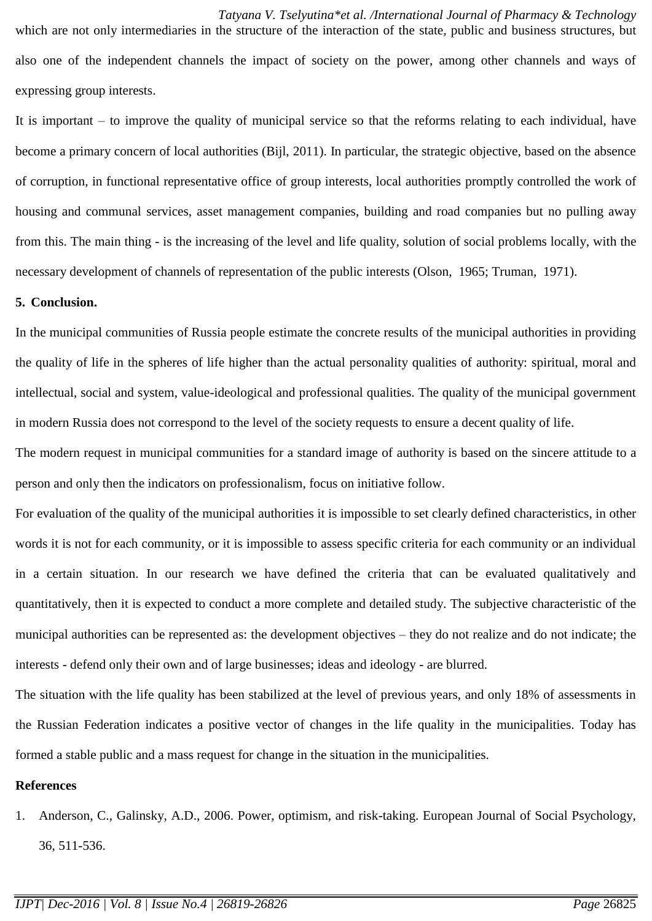which are not only intermediaries in the structure of the interaction of the state, public and business structures, but also one of the independent channels the impact of society on the power, among other channels and ways of expressing group interests.

It is important – to improve the quality of municipal service so that the reforms relating to each individual, have become a primary concern of local authorities (Bijl, 2011). In particular, the strategic objective, based on the absence of corruption, in functional representative office of group interests, local authorities promptly controlled the work of housing and communal services, asset management companies, building and road companies but no pulling away from this. The main thing - is the increasing of the level and life quality, solution of social problems locally, with the necessary development of channels of representation of the public interests (Olson, 1965; Truman, 1971).

## 5. Conclusion.

In the municipal communities of Russia people estimate the concrete results of the municipal authorities in providing the quality of life in the spheres of life higher than the actual personality qualities of authority: spiritual, moral and intellectual, social and system, value-ideological and professional qualities. The quality of the municipal government in modern Russia does not correspond to the level of the society requests to ensure a decent quality of life.

The modern request in municipal communities for a standard image of authority is based on the sincere attitude to a person and only then the indicators on professionalism, focus on initiative follow.

For evaluation of the quality of the municipal authorities it is impossible to set clearly defined characteristics, in other words it is not for each community, or it is impossible to assess specific criteria for each community or an individual in a certain situation. In our research we have defined the criteria that can be evaluated qualitatively and quantitatively, then it is expected to conduct a more complete and detailed study. The subjective characteristic of the municipal authorities can be represented as: the development objectives – they do not realize and do not indicate; the interests - defend only their own and of large businesses; ideas and ideology - are blurred.

The situation with the life quality has been stabilized at the level of previous years, and only 18% of assessments in the Russian Federation indicates a positive vector of changes in the life quality in the municipalities. Today has formed a stable public and a mass request for change in the situation in the municipalities.

## References

1. Anderson, C., Galinsky, A.D., 2006. Power, optimism, and risk-taking. European Journal of Social Psychology, 36, 511-536.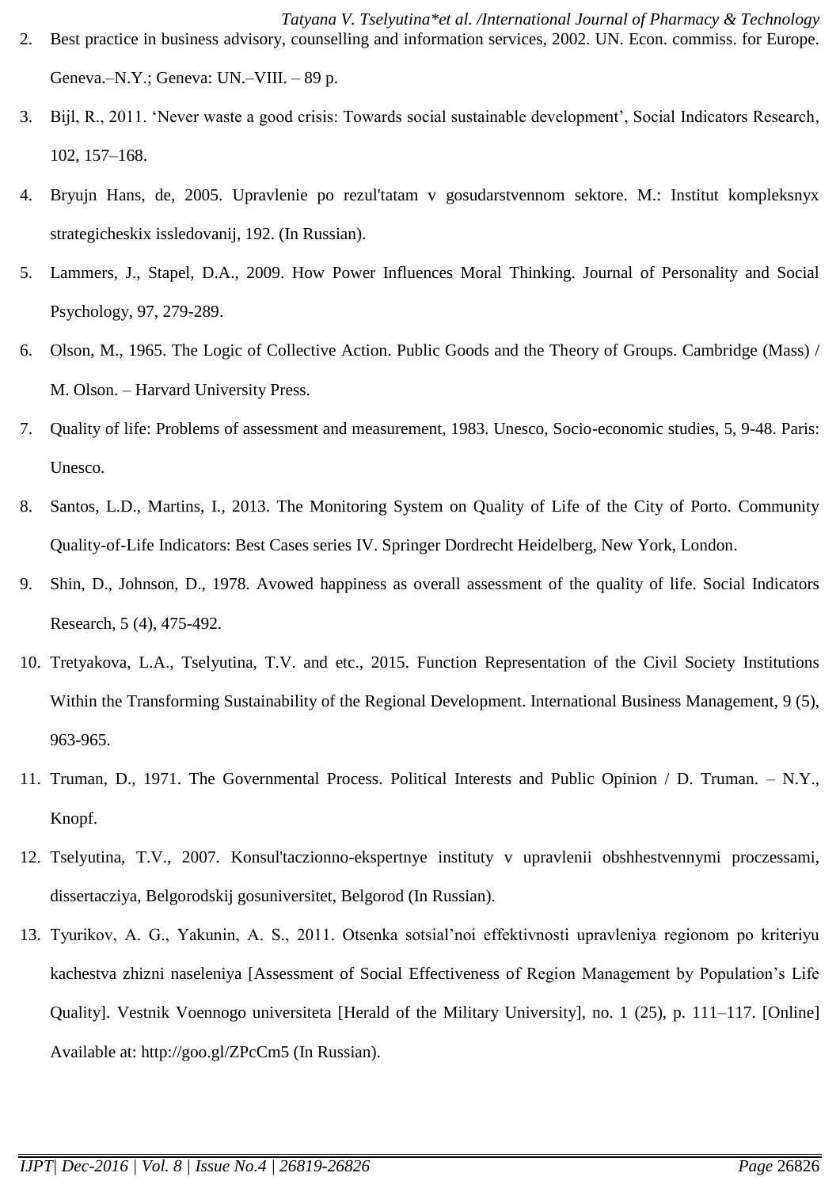2. Best practice in business advisory, counselling and information services, 2002. UN. Econ. commiss. for Europe. Geneva.–N.Y.; Geneva: UN.–VIII. – 89 p.
3. Bijl, R., 2011. 'Never waste a good crisis: Towards social sustainable development', Social Indicators Research, 102, 157–168.
4. Bryujn Hans, de, 2005. Upravlenie po rezul'tatam v gosudarstvennom sektore. M.: Institut kompleksnyx strategicheskix issledovanij, 192. (In Russian).
5. Lammers, J., Stapel, D.A., 2009. How Power Influences Moral Thinking. Journal of Personality and Social Psychology, 97, 279-289.
6. Olson, M., 1965. The Logic of Collective Action. Public Goods and the Theory of Groups. Cambridge (Mass) / M. Olson. – Harvard University Press.
7. Quality of life: Problems of assessment and measurement, 1983. Unesco, Socio-economic studies, 5, 9-48. Paris: Unesco.
8. Santos, L.D., Martins, I., 2013. The Monitoring System on Quality of Life of the City of Porto. Community Quality-of-Life Indicators: Best Cases series IV. Springer Dordrecht Heidelberg, New York, London.
9. Shin, D., Johnson, D., 1978. Avowed happiness as overall assessment of the quality of life. Social Indicators Research, 5 (4), 475-492.
10. Tretyakova, L.A., Tselyutina, T.V. and etc., 2015. Function Representation of the Civil Society Institutions Within the Transforming Sustainability of the Regional Development. International Business Management, 9 (5), 963-965.
11. Truman, D., 1971. The Governmental Process. Political Interests and Public Opinion / D. Truman. – N.Y., Knopf.
12. Tselyutina, T.V., 2007. Konsul'taczionno-ekspertnye instituty v upravlenii obshhestvennymi proczessami, dissertacziya, Belgorodskij gosuniversitet, Belgorod (In Russian).
13. Tyurikov, A. G., Yakunin, A. S., 2011. Otsenka sotsial'noi effektivnosti upravleniya regionom po kriteriyu kachestva zhizni naseleniya [Assessment of Social Effectiveness of Region Management by Population's Life Quality]. Vestnik Voennogo universiteta [Herald of the Military University], no. 1 (25), p. 111–117. [Online] Available at: http://goo.gl/ZPcCm5 (In Russian).